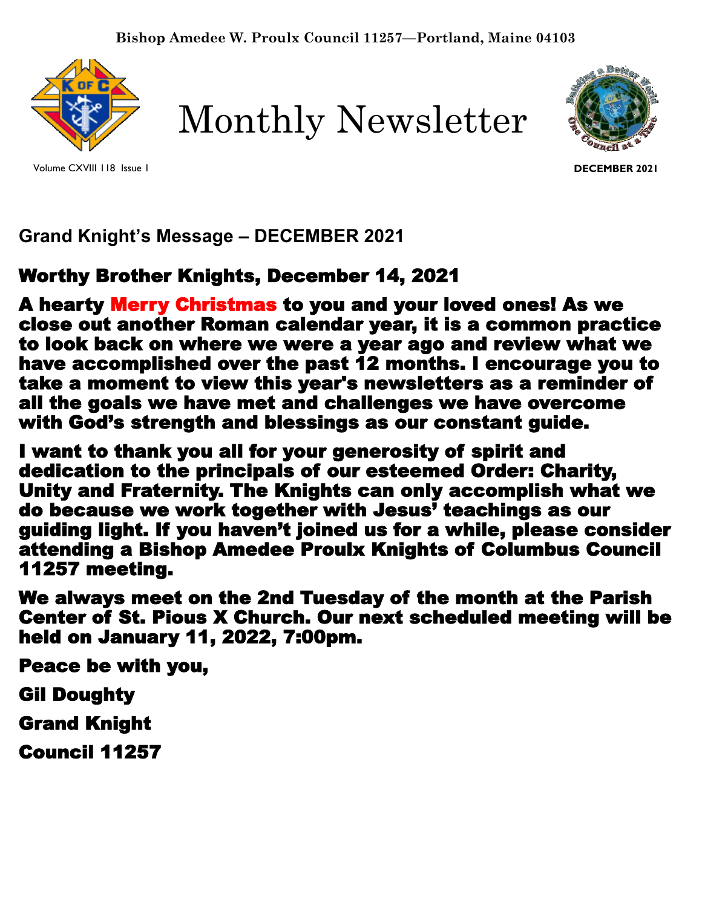Bishop Amedee W. Proulx Council 11257—Portland, Maine 04103

# Monthly Newsletter

Volume CXVIII 118 Issue 1

DECEMBER 2021

## Grand Knight's Message – DECEMBER 2021

**Worthy Brother Knights, December 14, 2021**

**A hearty Merry Christmas to you and your loved ones! As we close out another Roman calendar year, it is a common practice to look back on where we were a year ago and review what we have accomplished over the past 12 months. I encourage you to take a moment to view this year's newsletters as a reminder of all the goals we have met and challenges we have overcome with God's strength and blessings as our constant guide.**

**I want to thank you all for your generosity of spirit and dedication to the principals of our esteemed Order: Charity, Unity and Fraternity. The Knights can only accomplish what we do because we work together with Jesus' teachings as our guiding light. If you haven't joined us for a while, please consider attending a Bishop Amedee Proulx Knights of Columbus Council 11257 meeting.**

**We always meet on the 2nd Tuesday of the month at the Parish Center of St. Pious X Church. Our next scheduled meeting will be held on January 11, 2022, 7:00pm.**

**Peace be with you,**

**Gil Doughty**

**Grand Knight**

**Council 11257**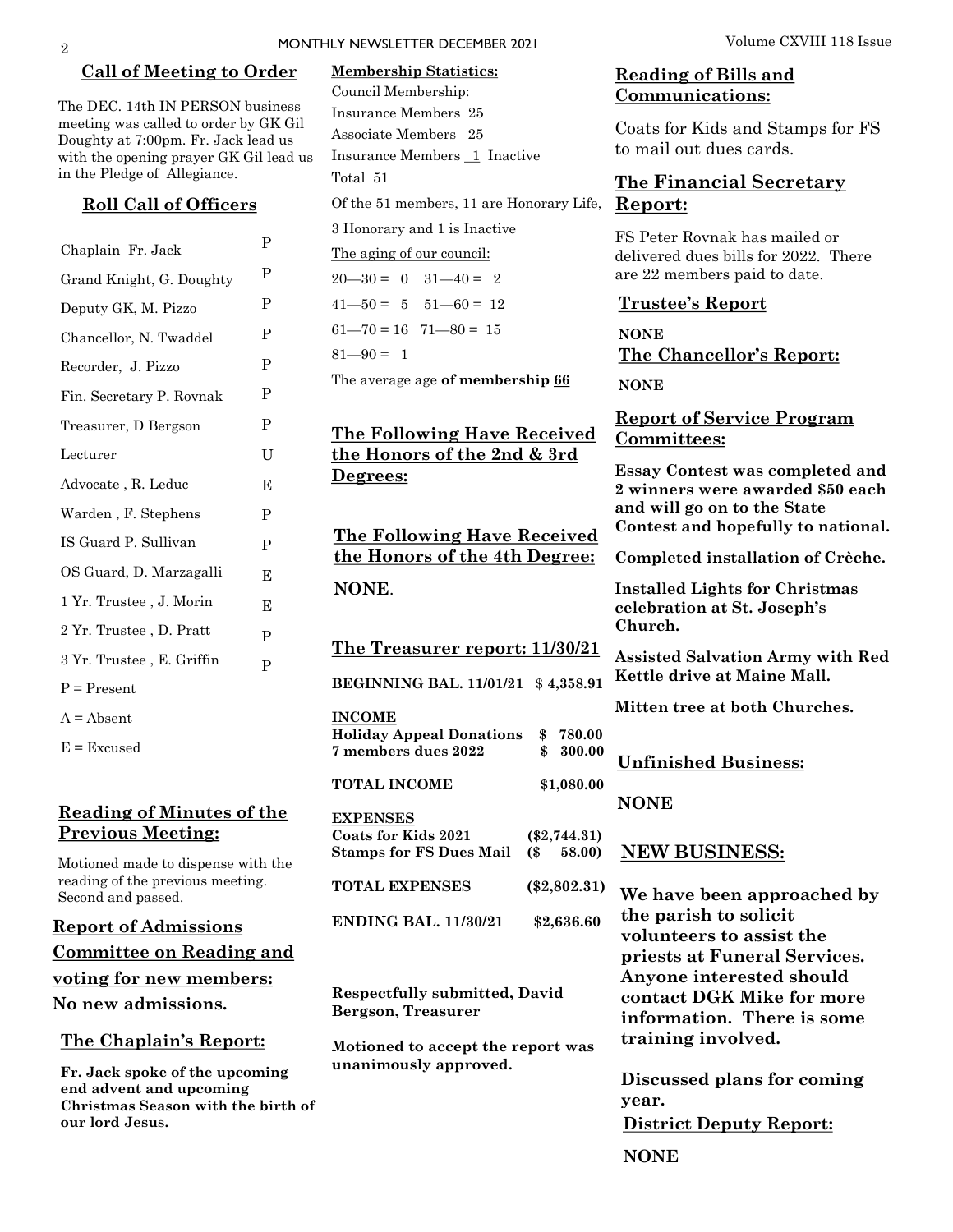## Call of Meeting to Order

The DEC. 14th IN PERSON business meeting was called to order by GK Gil Doughty at 7:00pm. Fr. Jack lead us with the opening prayer GK Gil lead us in the Pledge of Allegiance.

## Roll Call of Officers

| | |
|---|---|
| Chaplain Fr. Jack | P |
| Grand Knight, G. Doughty | P |
| Deputy GK, M. Pizzo | P |
| Chancellor, N. Twaddel | P |
| Recorder, J. Pizzo | P |
| Fin. Secretary P. Rovnak | P |
| Treasurer, D Bergson | P |
| Lecturer | U |
| Advocate , R. Leduc | E |
| Warden , F. Stephens | P |
| IS Guard P. Sullivan | P |
| OS Guard, D. Marzagalli | E |
| 1 Yr. Trustee , J. Morin | E |
| 2 Yr. Trustee , D. Pratt | P |
| 3 Yr. Trustee , E. Griffin | P |

P = Present

A = Absent

E = Excused

## Reading of Minutes of the Previous Meeting:

Motioned made to dispense with the reading of the previous meeting. Second and passed.

## Report of Admissions Committee on Reading and voting for new members:

**No new admissions.**

## The Chaplain's Report:

**Fr. Jack spoke of the upcoming end advent and upcoming Christmas Season with the birth of our lord Jesus.**

**Membership Statistics:**

Council Membership:

Insurance Members 25

Associate Members 25

Insurance Members 1 Inactive

Total 51

Of the 51 members, 11 are Honorary Life, 3 Honorary and 1 is Inactive

The aging of our council:

20—30 = 0 31—40 = 2

41—50 = 5 51—60 = 12

61—70 = 16 71—80 = 15

81—90 = 1

The average age **of membership 66**

## The Following Have Received the Honors of the 2nd & 3rd Degrees:

## The Following Have Received the Honors of the 4th Degree:

**NONE**.

## The Treasurer report: 11/30/21

| | |
|---|---|
| **BEGINNING BAL. 11/01/21** | $ 4,358.91 |
| **INCOME** | |
| **Holiday Appeal Donations** | **$ 780.00** |
| **7 members dues 2022** | **$ 300.00** |
| **TOTAL INCOME** | **$1,080.00** |
| **EXPENSES** | |
| **Coats for Kids 2021** | **($2,744.31)** |
| **Stamps for FS Dues Mail** | **($ 58.00)** |
| **TOTAL EXPENSES** | **($2,802.31)** |
| **ENDING BAL. 11/30/21** | **$2,636.60** |

**Respectfully submitted, David Bergson, Treasurer**

**Motioned to accept the report was unanimously approved.**

## Reading of Bills and Communications:

Coats for Kids and Stamps for FS to mail out dues cards.

## The Financial Secretary Report:

FS Peter Rovnak has mailed or delivered dues bills for 2022. There are 22 members paid to date.

## Trustee's Report

**NONE**

## The Chancellor's Report:

**NONE**

## Report of Service Program Committees:

**Essay Contest was completed and 2 winners were awarded $50 each and will go on to the State Contest and hopefully to national.**

**Completed installation of Crèche.**

**Installed Lights for Christmas celebration at St. Joseph's Church.**

**Assisted Salvation Army with Red Kettle drive at Maine Mall.**

**Mitten tree at both Churches.**

## Unfinished Business:

**NONE**

## NEW BUSINESS:

**We have been approached by the parish to solicit volunteers to assist the priests at Funeral Services. Anyone interested should contact DGK Mike for more information. There is some training involved.**

**Discussed plans for coming year.**

## District Deputy Report:

**NONE**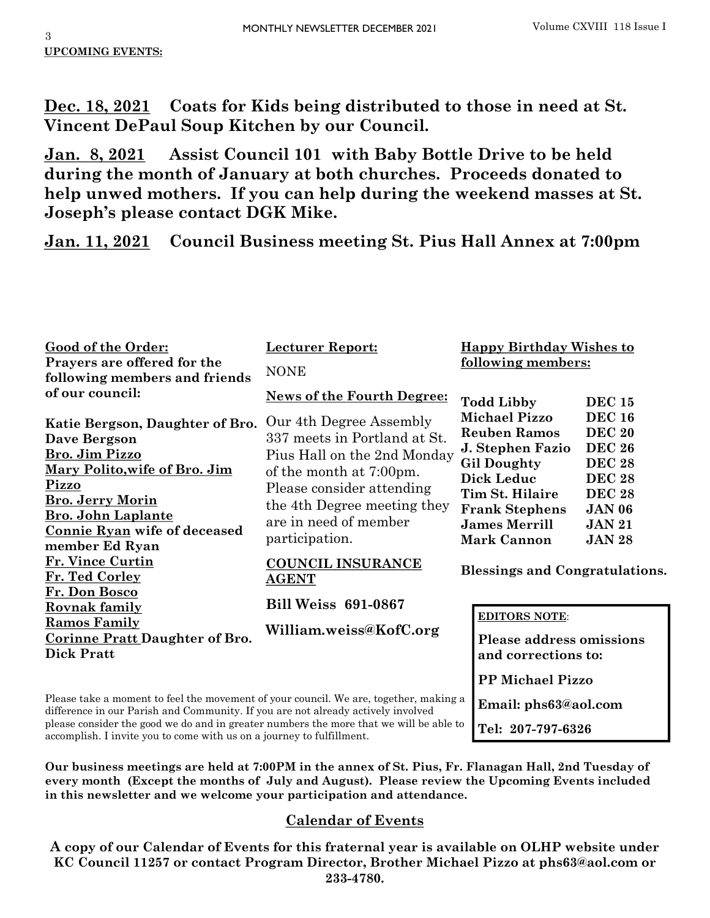**UPCOMING EVENTS:**

**Dec. 18, 2021 Coats for Kids being distributed to those in need at St. Vincent DePaul Soup Kitchen by our Council.**

**Jan. 8, 2021 Assist Council 101 with Baby Bottle Drive to be held during the month of January at both churches. Proceeds donated to help unwed mothers. If you can help during the weekend masses at St. Joseph's please contact DGK Mike.**

**Jan. 11, 2021 Council Business meeting St. Pius Hall Annex at 7:00pm**

**Good of the Order:**

**Prayers are offered for the following members and friends of our council:**

**Katie Bergson, Daughter of Bro. Dave Bergson**
**Bro. Jim Pizzo**
**Mary Polito,wife of Bro. Jim Pizzo**
**Bro. Jerry Morin**
**Bro. John Laplante**
**Connie Ryan wife of deceased member Ed Ryan**
**Fr. Vince Curtin**
**Fr. Ted Corley**
**Fr. Don Bosco**
**Rovnak family**
**Ramos Family**
**Corinne Pratt Daughter of Bro. Dick Pratt**

**Lecturer Report:**

NONE

**News of the Fourth Degree:**

Our 4th Degree Assembly 337 meets in Portland at St. Pius Hall on the 2nd Monday of the month at 7:00pm. Please consider attending the 4th Degree meeting they are in need of member participation.

**COUNCIL INSURANCE AGENT**

**Bill Weiss 691-0867**

**William.weiss@KofC.org**

**Happy Birthday Wishes to following members:**

| | |
|---|---|
| **Todd Libby** | **DEC 15** |
| **Michael Pizzo** | **DEC 16** |
| **Reuben Ramos** | **DEC 20** |
| **J. Stephen Fazio** | **DEC 26** |
| **Gil Doughty** | **DEC 28** |
| **Dick Leduc** | **DEC 28** |
| **Tim St. Hilaire** | **DEC 28** |
| **Frank Stephens** | **JAN 06** |
| **James Merrill** | **JAN 21** |
| **Mark Cannon** | **JAN 28** |

**Blessings and Congratulations.**

**EDITORS NOTE**:

**Please address omissions and corrections to:**

**PP Michael Pizzo**

**Email: phs63@aol.com**

**Tel: 207-797-6326**

Please take a moment to feel the movement of your council. We are, together, making a difference in our Parish and Community. If you are not already actively involved please consider the good we do and in greater numbers the more that we will be able to accomplish. I invite you to come with us on a journey to fulfillment.

**Our business meetings are held at 7:00PM in the annex of St. Pius, Fr. Flanagan Hall, 2nd Tuesday of every month (Except the months of July and August). Please review the Upcoming Events included in this newsletter and we welcome your participation and attendance.**

## Calendar of Events

**A copy of our Calendar of Events for this fraternal year is available on OLHP website under KC Council 11257 or contact Program Director, Brother Michael Pizzo at phs63@aol.com or 233-4780.**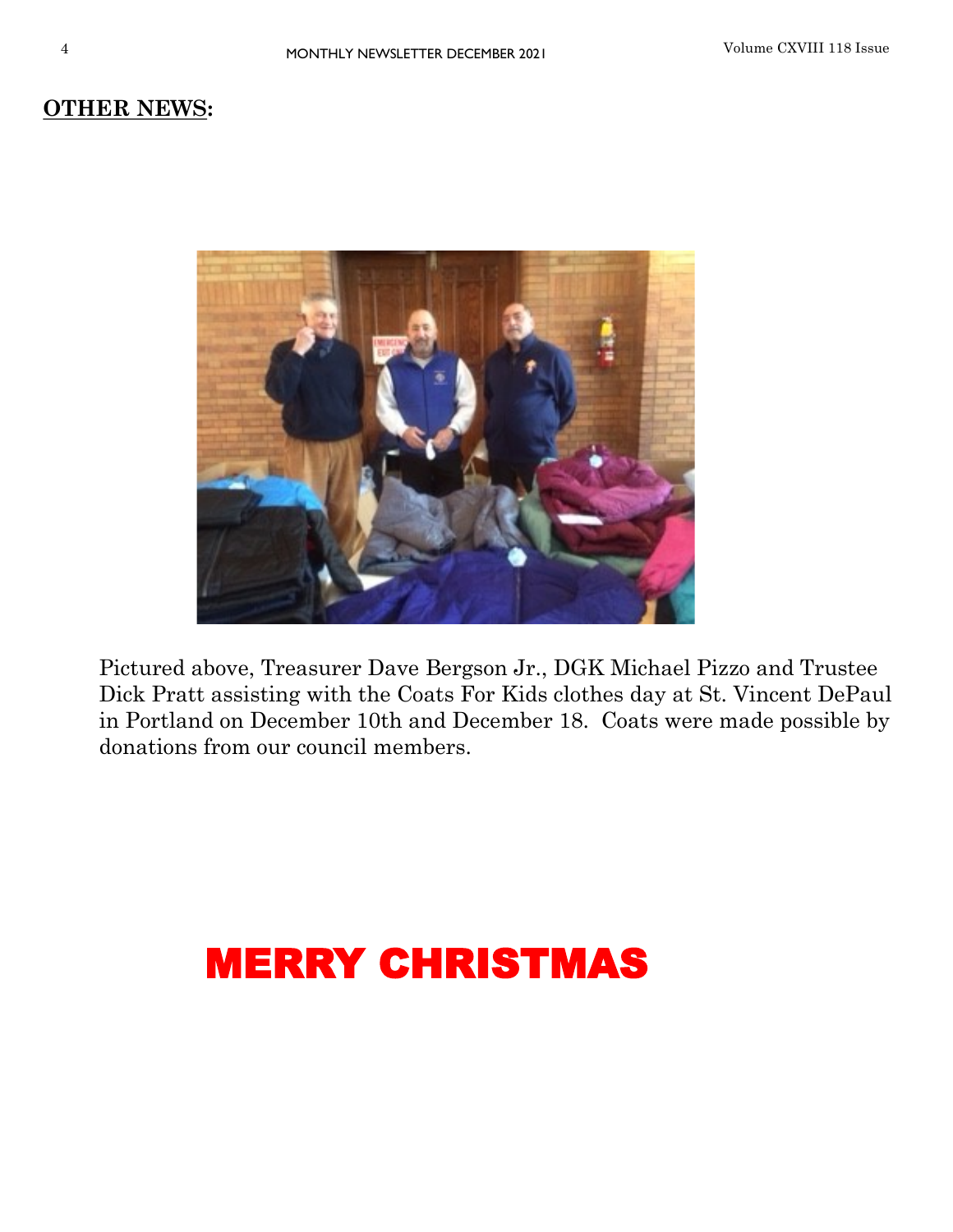**OTHER NEWS:**

Pictured above, Treasurer Dave Bergson Jr., DGK Michael Pizzo and Trustee Dick Pratt assisting with the Coats For Kids clothes day at St. Vincent DePaul in Portland on December 10th and December 18. Coats were made possible by donations from our council members.

**MERRY CHRISTMAS**